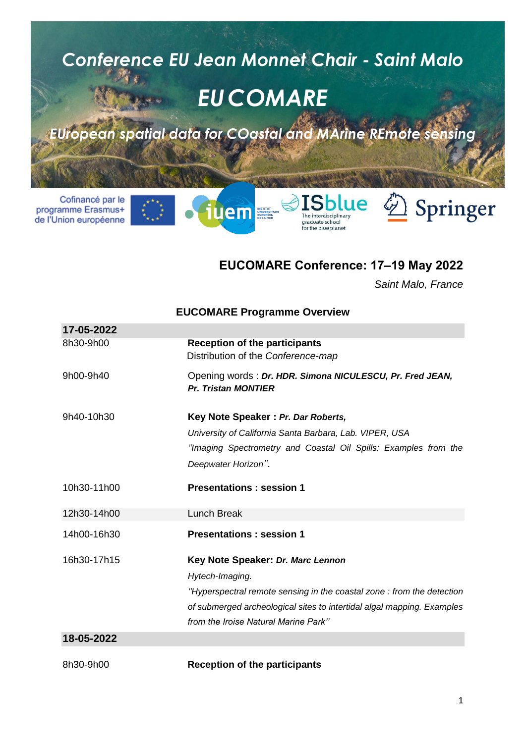# Conference EU Jean Monnet Chair - Saint Malo

# EU COMARE

*EUropean spatial data for COastal and MArine REmote sensing*

Cofinancé par le programme Erasmus+ de l'Union européenne

**EUCOMARE Conference: 17–19 May 2022**

*Saint Malo, France*

## EUCOMARE Programme Overview

| **17-05-2022** | |
|---|---|
| 8h30-9h00 | **Reception of the participants**<br>Distribution of the *Conference-map* |
| 9h00-9h40 | Opening words : ***Dr. HDR. Simona NICULESCU, Pr. Fred JEAN, Pr. Tristan MONTIER*** |
| 9h40-10h30 | **Key Note Speaker : *Pr. Dar Roberts,***<br>*University of California Santa Barbara, Lab. VIPER, USA*<br>*''Imaging Spectrometry and Coastal Oil Spills: Examples from the Deepwater Horizon''.* |
| 10h30-11h00 | **Presentations : session 1** |
| 12h30-14h00 | Lunch Break |
| 14h00-16h30 | **Presentations : session 1** |
| 16h30-17h15 | **Key Note Speaker: *Dr. Marc Lennon***<br>*Hytech-Imaging.*<br>*''Hyperspectral remote sensing in the coastal zone : from the detection of submerged archeological sites to intertidal algal mapping. Examples from the Iroise Natural Marine Park''* |
| **18-05-2022** | |
| 8h30-9h00 | **Reception of the participants** |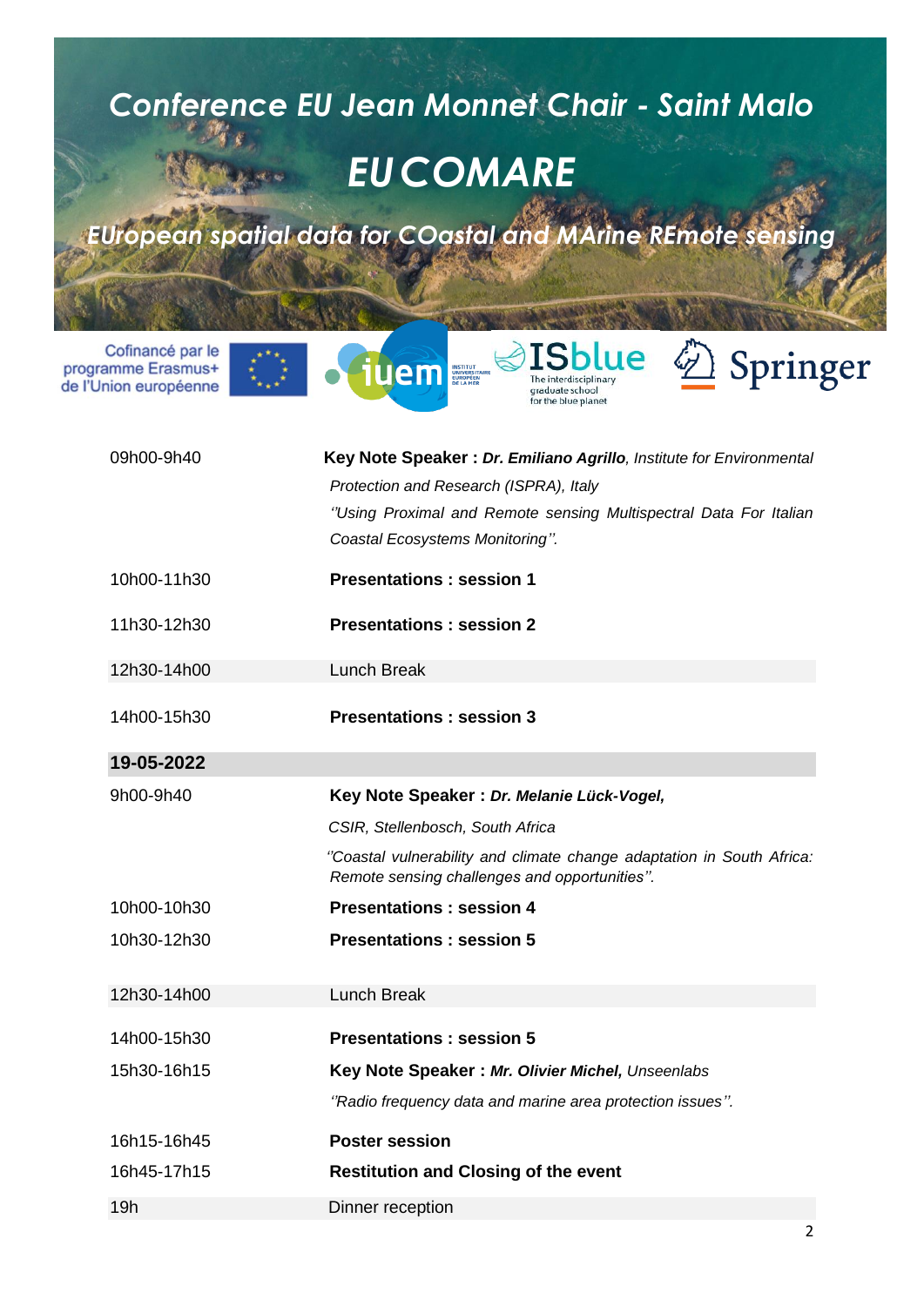# *Conference EU Jean Monnet Chair - Saint Malo*

## *EU COMARE*

### *EUropean spatial data for COastal and MArine REmote sensing*

Cofinancé par le programme Erasmus+ de l'Union européenne

| | |
|---|---|
| 09h00-9h40 | **Key Note Speaker :** ***Dr. Emiliano Agrillo***, *Institute for Environmental Protection and Research (ISPRA), Italy* *''Using Proximal and Remote sensing Multispectral Data For Italian Coastal Ecosystems Monitoring''.* |
| 10h00-11h30 | **Presentations : session 1** |
| 11h30-12h30 | **Presentations : session 2** |
| 12h30-14h00 | Lunch Break |
| 14h00-15h30 | **Presentations : session 3** |
| **19-05-2022** | |
| 9h00-9h40 | **Key Note Speaker :** ***Dr. Melanie Lück-Vogel,*** *CSIR, Stellenbosch, South Africa* *''Coastal vulnerability and climate change adaptation in South Africa: Remote sensing challenges and opportunities''.* |
| 10h00-10h30 | **Presentations : session 4** |
| 10h30-12h30 | **Presentations : session 5** |
| 12h30-14h00 | Lunch Break |
| 14h00-15h30 | **Presentations : session 5** |
| 15h30-16h15 | **Key Note Speaker :** ***Mr. Olivier Michel,*** *Unseenlabs* *''Radio frequency data and marine area protection issues''.* |
| 16h15-16h45 | **Poster session** |
| 16h45-17h15 | **Restitution and Closing of the event** |
| 19h | Dinner reception |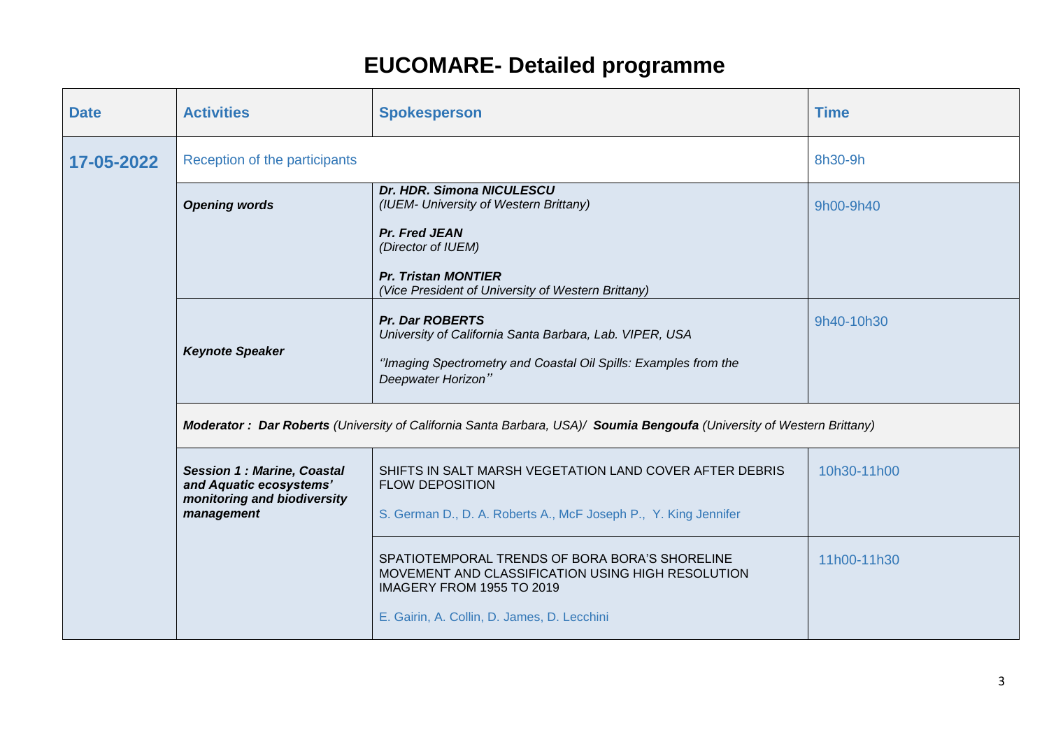# EUCOMARE- Detailed programme

| Date | Activities | Spokesperson | Time |
|---|---|---|---|
| **17-05-2022** | Reception of the participants | | 8h30-9h |
| | ***Opening words*** | ***Dr. HDR. Simona NICULESCU*** *(IUEM- University of Western Brittany)* <br> ***Pr. Fred JEAN*** *(Director of IUEM)* <br> ***Pr. Tristan MONTIER*** *(Vice President of University of Western Brittany)* | 9h00-9h40 |
| | ***Keynote Speaker*** | ***Pr. Dar ROBERTS*** *University of California Santa Barbara, Lab. VIPER, USA* <br> *''Imaging Spectrometry and Coastal Oil Spills: Examples from the Deepwater Horizon''* | 9h40-10h30 |
| | ***Moderator : Dar Roberts*** *(University of California Santa Barbara, USA)/* ***Soumia Bengoufa*** *(University of Western Brittany)* | | |
| | ***Session 1 : Marine, Coastal and Aquatic ecosystems' monitoring and biodiversity management*** | SHIFTS IN SALT MARSH VEGETATION LAND COVER AFTER DEBRIS FLOW DEPOSITION <br> S. German D., D. A. Roberts A., McF Joseph P., Y. King Jennifer | 10h30-11h00 |
| | | SPATIOTEMPORAL TRENDS OF BORA BORA'S SHORELINE MOVEMENT AND CLASSIFICATION USING HIGH RESOLUTION IMAGERY FROM 1955 TO 2019 <br> E. Gairin, A. Collin, D. James, D. Lecchini | 11h00-11h30 |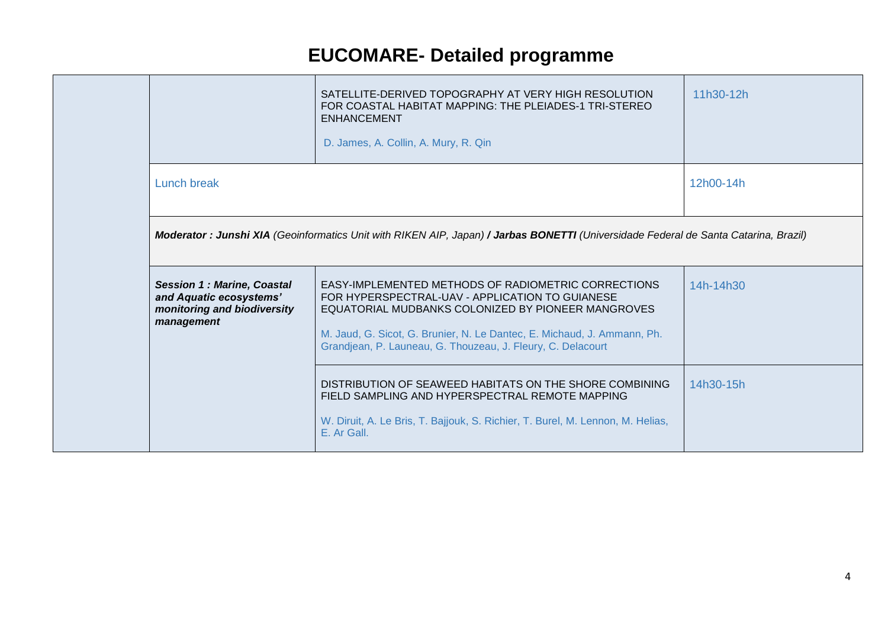# EUCOMARE- Detailed programme

| | | | |
|---|---|---|---|
| | | SATELLITE-DERIVED TOPOGRAPHY AT VERY HIGH RESOLUTION FOR COASTAL HABITAT MAPPING: THE PLEIADES-1 TRI-STEREO ENHANCEMENT<br><br>D. James, A. Collin, A. Mury, R. Qin | 11h30-12h |
| | Lunch break | | 12h00-14h |
| | ***Moderator : Junshi XIA** (Geoinformatics Unit with RIKEN AIP, Japan) **/ Jarbas BONETTI** (Universidade Federal de Santa Catarina, Brazil)* | | |
| | ***Session 1 : Marine, Coastal and Aquatic ecosystems' monitoring and biodiversity management*** | EASY-IMPLEMENTED METHODS OF RADIOMETRIC CORRECTIONS FOR HYPERSPECTRAL-UAV - APPLICATION TO GUIANESE EQUATORIAL MUDBANKS COLONIZED BY PIONEER MANGROVES<br><br>M. Jaud, G. Sicot, G. Brunier, N. Le Dantec, E. Michaud, J. Ammann, Ph. Grandjean, P. Launeau, G. Thouzeau, J. Fleury, C. Delacourt | 14h-14h30 |
| | | DISTRIBUTION OF SEAWEED HABITATS ON THE SHORE COMBINING FIELD SAMPLING AND HYPERSPECTRAL REMOTE MAPPING<br><br>W. Diruit, A. Le Bris, T. Bajjouk, S. Richier, T. Burel, M. Lennon, M. Helias, E. Ar Gall. | 14h30-15h |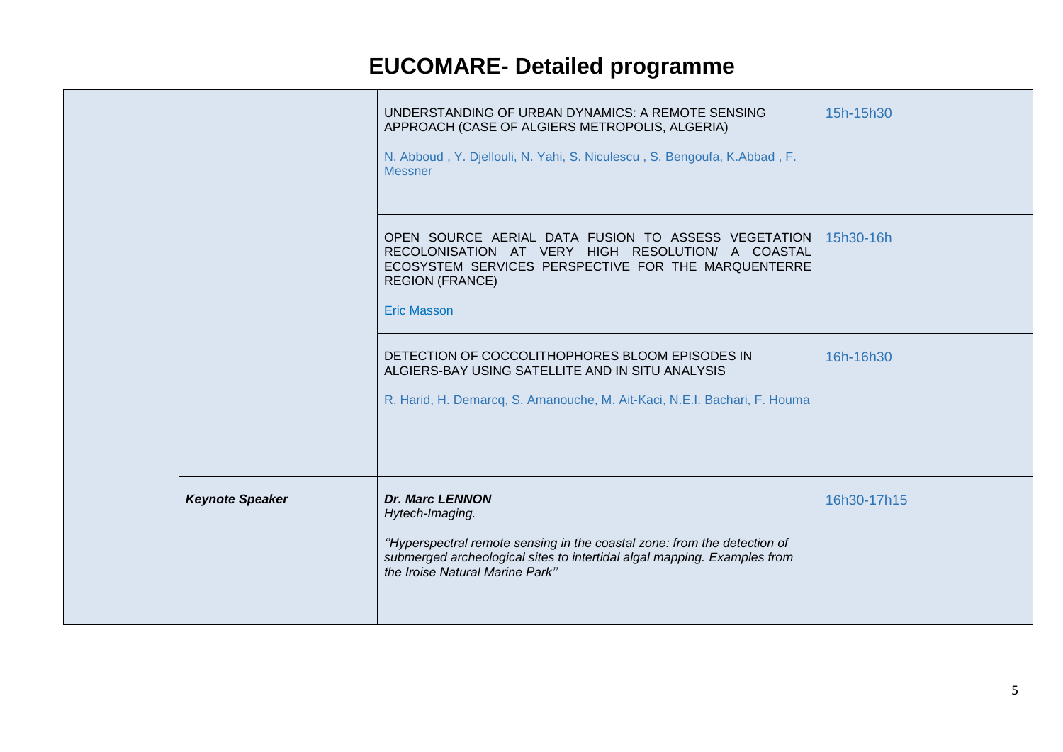# EUCOMARE- Detailed programme

| | | | |
|---|---|---|---|
| | | UNDERSTANDING OF URBAN DYNAMICS: A REMOTE SENSING APPROACH (CASE OF ALGIERS METROPOLIS, ALGERIA)<br><br>N. Abboud , Y. Djellouli, N. Yahi, S. Niculescu , S. Bengoufa, K.Abbad , F. Messner | 15h-15h30 |
| | | OPEN SOURCE AERIAL DATA FUSION TO ASSESS VEGETATION RECOLONISATION AT VERY HIGH RESOLUTION/ A COASTAL ECOSYSTEM SERVICES PERSPECTIVE FOR THE MARQUENTERRE REGION (FRANCE)<br><br>Eric Masson | 15h30-16h |
| | | DETECTION OF COCCOLITHOPHORES BLOOM EPISODES IN ALGIERS-BAY USING SATELLITE AND IN SITU ANALYSIS<br><br>R. Harid, H. Demarcq, S. Amanouche, M. Ait-Kaci, N.E.I. Bachari, F. Houma | 16h-16h30 |
| | ***Keynote Speaker*** | ***Dr. Marc LENNON***<br>*Hytech-Imaging.*<br><br>*''Hyperspectral remote sensing in the coastal zone: from the detection of submerged archeological sites to intertidal algal mapping. Examples from the Iroise Natural Marine Park''* | 16h30-17h15 |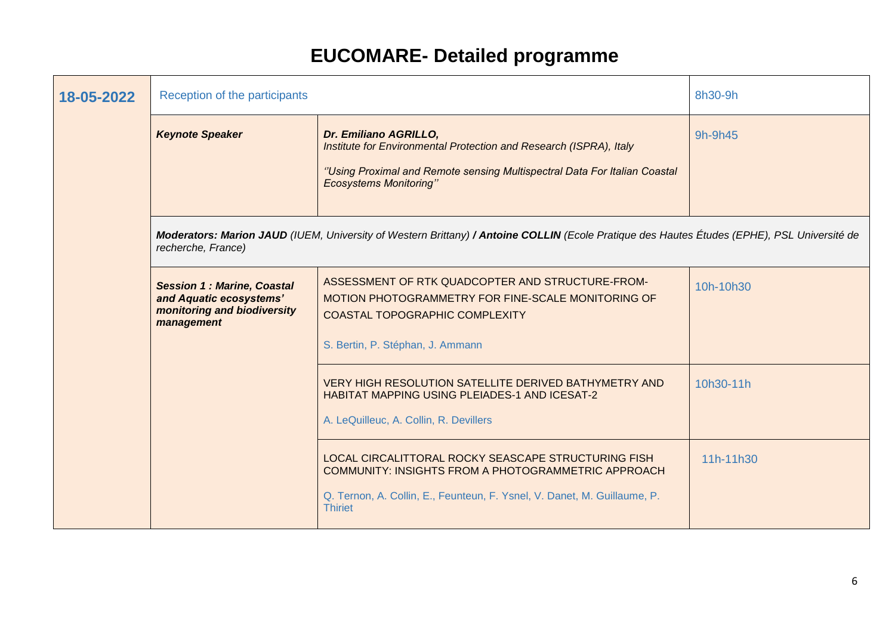# EUCOMARE- Detailed programme

| 18-05-2022 | | | |
|---|---|---|---|
| | Reception of the participants | | 8h30-9h |
| | ***Keynote Speaker*** | ***Dr. Emiliano AGRILLO,***<br>*Institute for Environmental Protection and Research (ISPRA), Italy*<br><br>*''Using Proximal and Remote sensing Multispectral Data For Italian Coastal Ecosystems Monitoring''* | 9h-9h45 |
| | ***Moderators: Marion JAUD*** *(IUEM, University of Western Brittany)* ***/ Antoine COLLIN*** *(Ecole Pratique des Hautes Études (EPHE), PSL Université de recherche, France)* | | |
| | ***Session 1 : Marine, Coastal and Aquatic ecosystems' monitoring and biodiversity management*** | ASSESSMENT OF RTK QUADCOPTER AND STRUCTURE-FROM-MOTION PHOTOGRAMMETRY FOR FINE-SCALE MONITORING OF COASTAL TOPOGRAPHIC COMPLEXITY<br><br>S. Bertin, P. Stéphan, J. Ammann | 10h-10h30 |
| | | VERY HIGH RESOLUTION SATELLITE DERIVED BATHYMETRY AND HABITAT MAPPING USING PLEIADES-1 AND ICESAT-2<br><br>A. LeQuilleuc, A. Collin, R. Devillers | 10h30-11h |
| | | LOCAL CIRCALITTORAL ROCKY SEASCAPE STRUCTURING FISH COMMUNITY: INSIGHTS FROM A PHOTOGRAMMETRIC APPROACH<br><br>Q. Ternon, A. Collin, E., Feunteun, F. Ysnel, V. Danet, M. Guillaume, P. Thiriet | 11h-11h30 |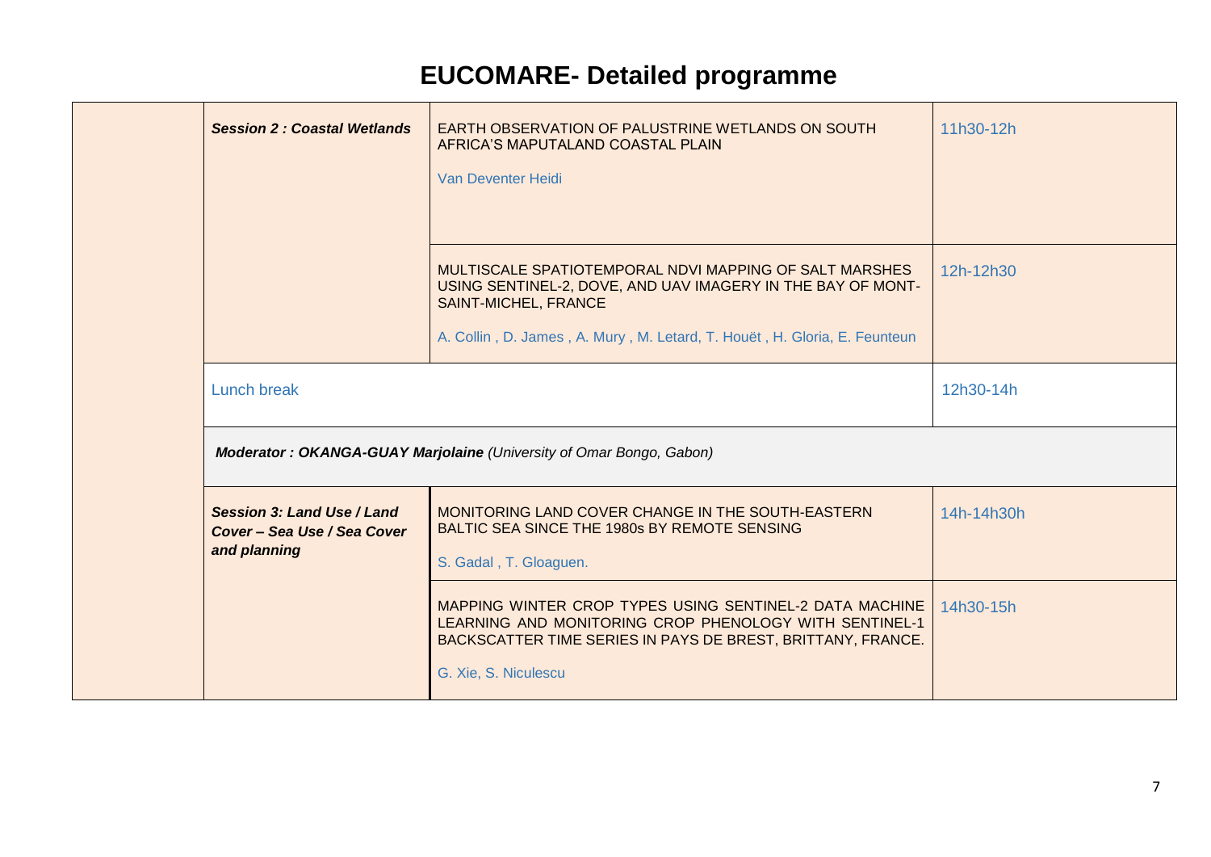# EUCOMARE- Detailed programme

| | | | |
|---|---|---|---|
| | ***Session 2 : Coastal Wetlands*** | EARTH OBSERVATION OF PALUSTRINE WETLANDS ON SOUTH AFRICA'S MAPUTALAND COASTAL PLAIN<br><br>Van Deventer Heidi | 11h30-12h |
| | | MULTISCALE SPATIOTEMPORAL NDVI MAPPING OF SALT MARSHES USING SENTINEL-2, DOVE, AND UAV IMAGERY IN THE BAY OF MONT-SAINT-MICHEL, FRANCE<br><br>A. Collin , D. James , A. Mury , M. Letard, T. Houët , H. Gloria, E. Feunteun | 12h-12h30 |
| | Lunch break | | 12h30-14h |
| | ***Moderator : OKANGA-GUAY Marjolaine*** *(University of Omar Bongo, Gabon)* | | |
| | ***Session 3: Land Use / Land Cover – Sea Use / Sea Cover and planning*** | MONITORING LAND COVER CHANGE IN THE SOUTH-EASTERN BALTIC SEA SINCE THE 1980s BY REMOTE SENSING<br><br>S. Gadal , T. Gloaguen. | 14h-14h30h |
| | | MAPPING WINTER CROP TYPES USING SENTINEL-2 DATA MACHINE LEARNING AND MONITORING CROP PHENOLOGY WITH SENTINEL-1 BACKSCATTER TIME SERIES IN PAYS DE BREST, BRITTANY, FRANCE.<br><br>G. Xie, S. Niculescu | 14h30-15h |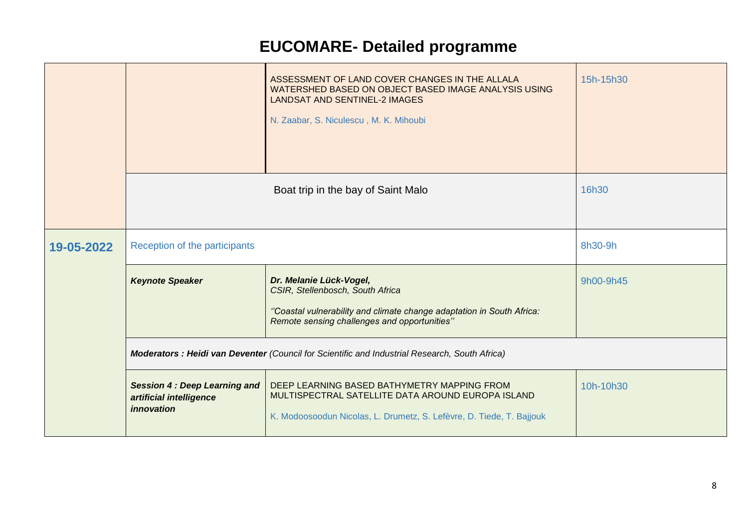# EUCOMARE- Detailed programme

| | | | |
|---|---|---|---|
| | | ASSESSMENT OF LAND COVER CHANGES IN THE ALLALA WATERSHED BASED ON OBJECT BASED IMAGE ANALYSIS USING LANDSAT AND SENTINEL-2 IMAGES<br><br>N. Zaabar, S. Niculescu , M. K. Mihoubi | 15h-15h30 |
| | Boat trip in the bay of Saint Malo | | 16h30 |
| **19-05-2022** | Reception of the participants | | 8h30-9h |
| | ***Keynote Speaker*** | ***Dr. Melanie Lück-Vogel,***<br>*CSIR, Stellenbosch, South Africa*<br><br>*''Coastal vulnerability and climate change adaptation in South Africa: Remote sensing challenges and opportunities''* | 9h00-9h45 |
| | ***Moderators : Heidi van Deventer*** *(Council for Scientific and Industrial Research, South Africa)* | | |
| | ***Session 4 : Deep Learning and artificial intelligence innovation*** | DEEP LEARNING BASED BATHYMETRY MAPPING FROM MULTISPECTRAL SATELLITE DATA AROUND EUROPA ISLAND<br><br>K. Modoosoodun Nicolas, L. Drumetz, S. Lefèvre, D. Tiede, T. Bajjouk | 10h-10h30 |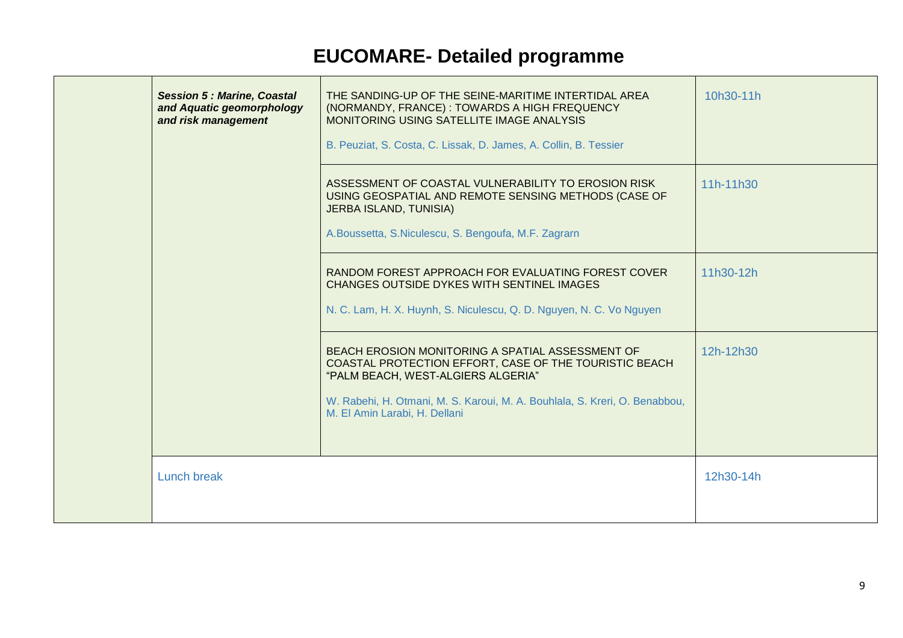# EUCOMARE- Detailed programme

| | | | |
|---|---|---|---|
| | ***Session 5 : Marine, Coastal and Aquatic geomorphology and risk management*** | THE SANDING-UP OF THE SEINE-MARITIME INTERTIDAL AREA (NORMANDY, FRANCE) : TOWARDS A HIGH FREQUENCY MONITORING USING SATELLITE IMAGE ANALYSIS<br><br>B. Peuziat, S. Costa, C. Lissak, D. James, A. Collin, B. Tessier | 10h30-11h |
| | | ASSESSMENT OF COASTAL VULNERABILITY TO EROSION RISK USING GEOSPATIAL AND REMOTE SENSING METHODS (CASE OF JERBA ISLAND, TUNISIA)<br><br>A.Boussetta, S.Niculescu, S. Bengoufa, M.F. Zagrarn | 11h-11h30 |
| | | RANDOM FOREST APPROACH FOR EVALUATING FOREST COVER CHANGES OUTSIDE DYKES WITH SENTINEL IMAGES<br><br>N. C. Lam, H. X. Huynh, S. Niculescu, Q. D. Nguyen, N. C. Vo Nguyen | 11h30-12h |
| | | BEACH EROSION MONITORING A SPATIAL ASSESSMENT OF COASTAL PROTECTION EFFORT, CASE OF THE TOURISTIC BEACH “PALM BEACH, WEST-ALGIERS ALGERIA”<br><br>W. Rabehi, H. Otmani, M. S. Karoui, M. A. Bouhlala, S. Kreri, O. Benabbou, M. El Amin Larabi, H. Dellani | 12h-12h30 |
| | Lunch break | | 12h30-14h |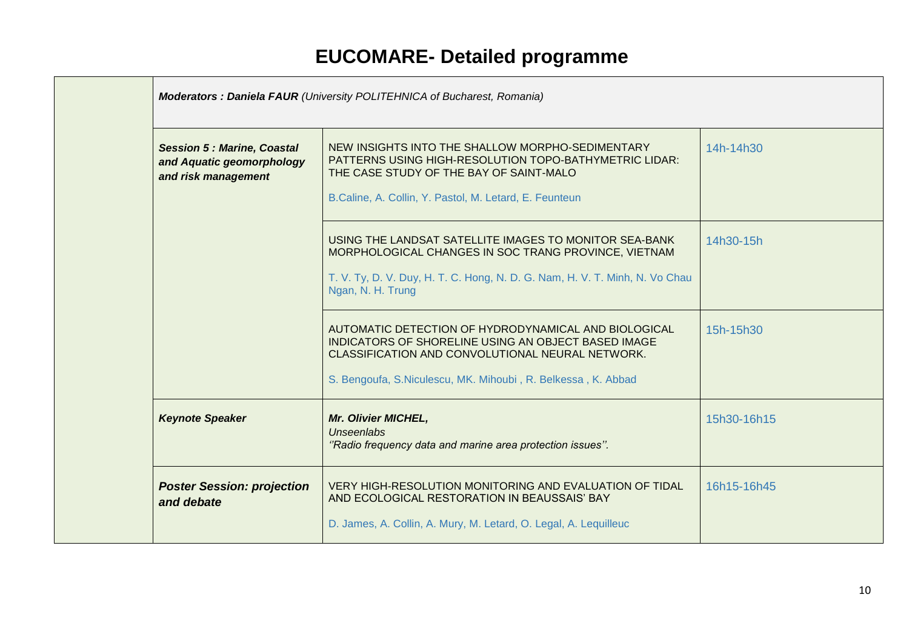# EUCOMARE- Detailed programme

| | | | |
|---|---|---|---|
| | ***Moderators : Daniela FAUR** (University POLITEHNICA of Bucharest, Romania)* | | |
| | ***Session 5 : Marine, Coastal and Aquatic geomorphology and risk management*** | NEW INSIGHTS INTO THE SHALLOW MORPHO-SEDIMENTARY PATTERNS USING HIGH-RESOLUTION TOPO-BATHYMETRIC LIDAR: THE CASE STUDY OF THE BAY OF SAINT-MALO<br><br>B.Caline, A. Collin, Y. Pastol, M. Letard, E. Feunteun | 14h-14h30 |
| | | USING THE LANDSAT SATELLITE IMAGES TO MONITOR SEA-BANK MORPHOLOGICAL CHANGES IN SOC TRANG PROVINCE, VIETNAM<br><br>T. V. Ty, D. V. Duy, H. T. C. Hong, N. D. G. Nam, H. V. T. Minh, N. Vo Chau Ngan, N. H. Trung | 14h30-15h |
| | | AUTOMATIC DETECTION OF HYDRODYNAMICAL AND BIOLOGICAL INDICATORS OF SHORELINE USING AN OBJECT BASED IMAGE CLASSIFICATION AND CONVOLUTIONAL NEURAL NETWORK.<br><br>S. Bengoufa, S.Niculescu, MK. Mihoubi , R. Belkessa , K. Abbad | 15h-15h30 |
| | ***Keynote Speaker*** | ***Mr. Olivier MICHEL,***<br>*Unseenlabs*<br>*''Radio frequency data and marine area protection issues''.* | 15h30-16h15 |
| | ***Poster Session: projection and debate*** | VERY HIGH-RESOLUTION MONITORING AND EVALUATION OF TIDAL AND ECOLOGICAL RESTORATION IN BEAUSSAIS' BAY<br><br>D. James, A. Collin, A. Mury, M. Letard, O. Legal, A. Lequilleuc | 16h15-16h45 |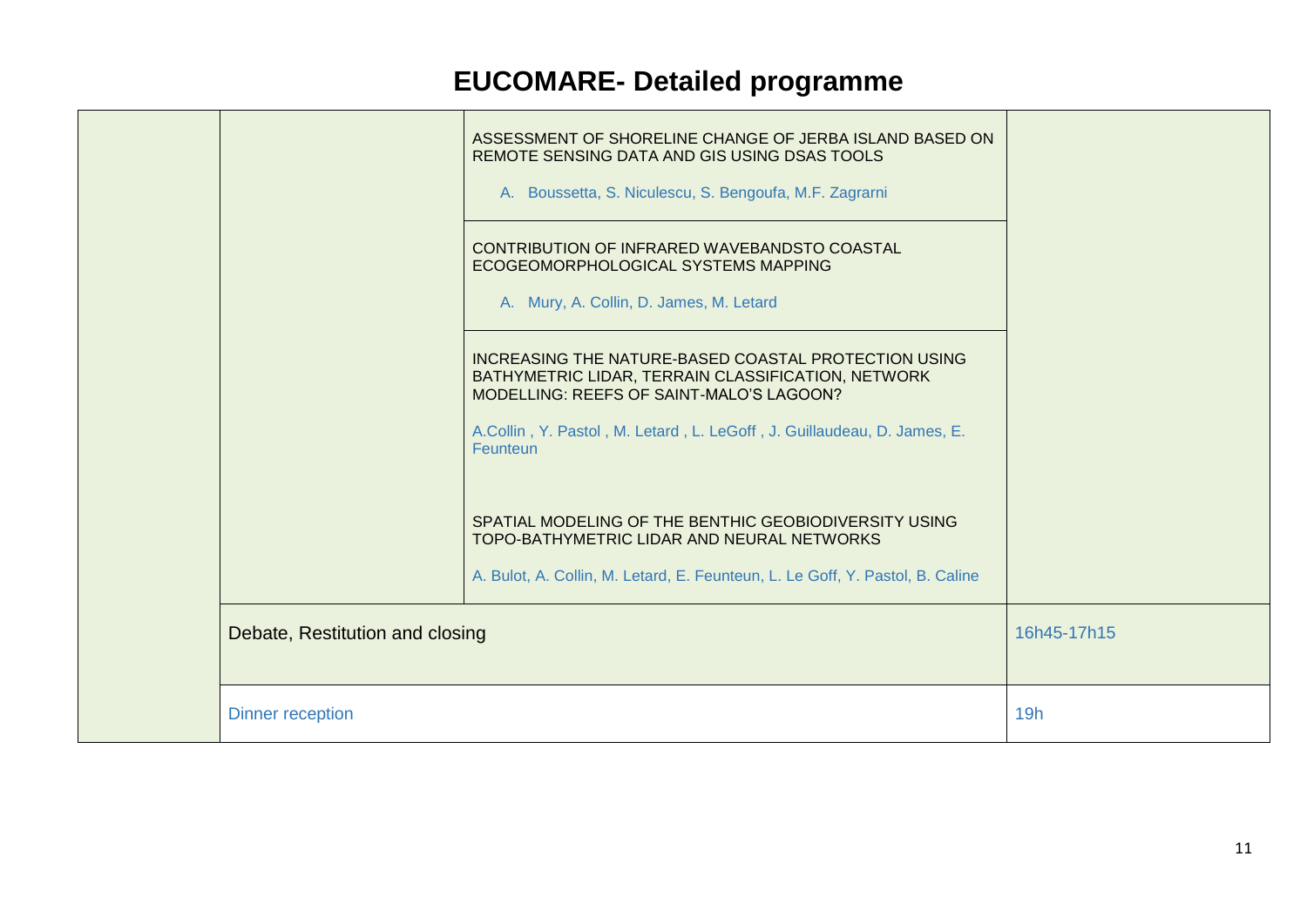# EUCOMARE- Detailed programme

| | | | |
|---|---|---|---|
| | | ASSESSMENT OF SHORELINE CHANGE OF JERBA ISLAND BASED ON REMOTE SENSING DATA AND GIS USING DSAS TOOLS<br><br>A. Boussetta, S. Niculescu, S. Bengoufa, M.F. Zagrarni | |
| | | CONTRIBUTION OF INFRARED WAVEBANDSTO COASTAL ECOGEOMORPHOLOGICAL SYSTEMS MAPPING<br><br>A. Mury, A. Collin, D. James, M. Letard | |
| | | INCREASING THE NATURE-BASED COASTAL PROTECTION USING BATHYMETRIC LIDAR, TERRAIN CLASSIFICATION, NETWORK MODELLING: REEFS OF SAINT-MALO'S LAGOON?<br><br>A.Collin , Y. Pastol , M. Letard , L. LeGoff , J. Guillaudeau, D. James, E. Feunteun<br><br>SPATIAL MODELING OF THE BENTHIC GEOBIODIVERSITY USING TOPO-BATHYMETRIC LIDAR AND NEURAL NETWORKS<br><br>A. Bulot, A. Collin, M. Letard, E. Feunteun, L. Le Goff, Y. Pastol, B. Caline | |
| | Debate, Restitution and closing | | 16h45-17h15 |
| | Dinner reception | | 19h |